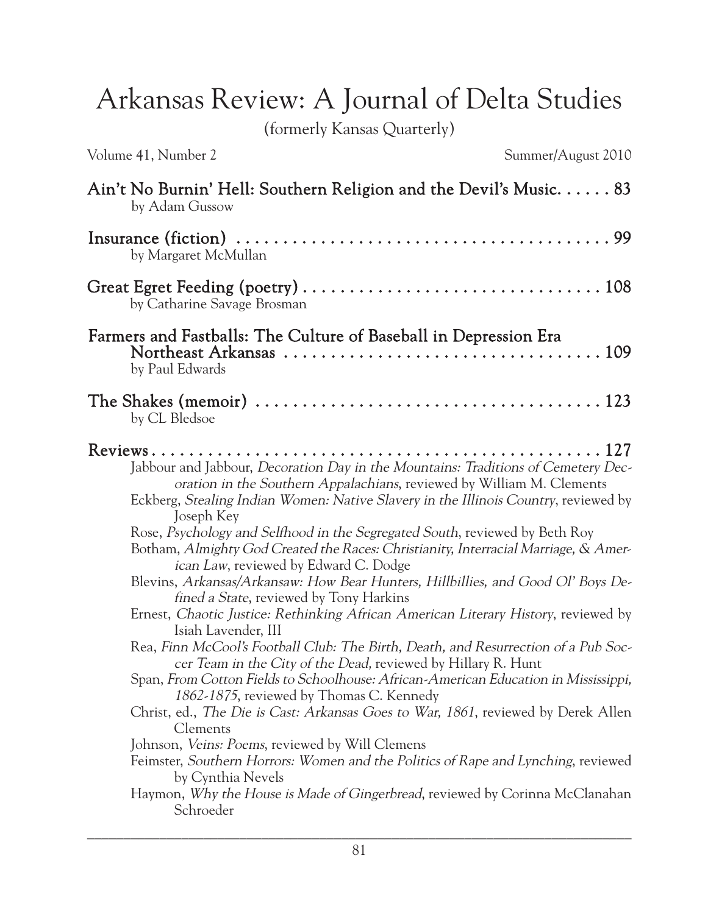# Arkansas Review: A Journal of Delta Studies

(formerly Kansas Quarterly)

Volume 41, Number 2 — Summer/August 2010

**Ain't No Burnin' Hell: Southern Religion and the Devil's Music. . . . . . 83**
by Adam Gussow

**Insurance (fiction) . . . . . . . . . . . . . . . . . . . . . . . . . . . . . . . . . . . . . . . . . . 99**
by Margaret McMullan

**Great Egret Feeding (poetry) . . . . . . . . . . . . . . . . . . . . . . . . . . . . . . . . 108**
by Catharine Savage Brosman

**Farmers and Fastballs: The Culture of Baseball in Depression Era Northeast Arkansas . . . . . . . . . . . . . . . . . . . . . . . . . . . . . . . . . . 109**
by Paul Edwards

**The Shakes (memoir) . . . . . . . . . . . . . . . . . . . . . . . . . . . . . . . . . . . . . . 123**
by CL Bledsoe

**Reviews . . . . . . . . . . . . . . . . . . . . . . . . . . . . . . . . . . . . . . . . . . . . . . . . . 127**

Jabbour and Jabbour, *Decoration Day in the Mountains: Traditions of Cemetery Decoration in the Southern Appalachians*, reviewed by William M. Clements

Eckberg, *Stealing Indian Women: Native Slavery in the Illinois Country*, reviewed by Joseph Key

Rose, *Psychology and Selfhood in the Segregated South*, reviewed by Beth Roy

Botham, *Almighty God Created the Races: Christianity, Interracial Marriage, & American Law*, reviewed by Edward C. Dodge

Blevins, *Arkansas/Arkansaw: How Bear Hunters, Hillbillies, and Good Ol' Boys Defined a State*, reviewed by Tony Harkins

Ernest, *Chaotic Justice: Rethinking African American Literary History*, reviewed by Isiah Lavender, III

Rea, *Finn McCool's Football Club: The Birth, Death, and Resurrection of a Pub Soccer Team in the City of the Dead,* reviewed by Hillary R. Hunt

Span, *From Cotton Fields to Schoolhouse: African-American Education in Mississippi, 1862-1875*, reviewed by Thomas C. Kennedy

Christ, ed., *The Die is Cast: Arkansas Goes to War, 1861*, reviewed by Derek Allen Clements

Johnson, *Veins: Poems*, reviewed by Will Clemens

Feimster, *Southern Horrors: Women and the Politics of Rape and Lynching*, reviewed by Cynthia Nevels

Haymon, *Why the House is Made of Gingerbread*, reviewed by Corinna McClanahan Schroeder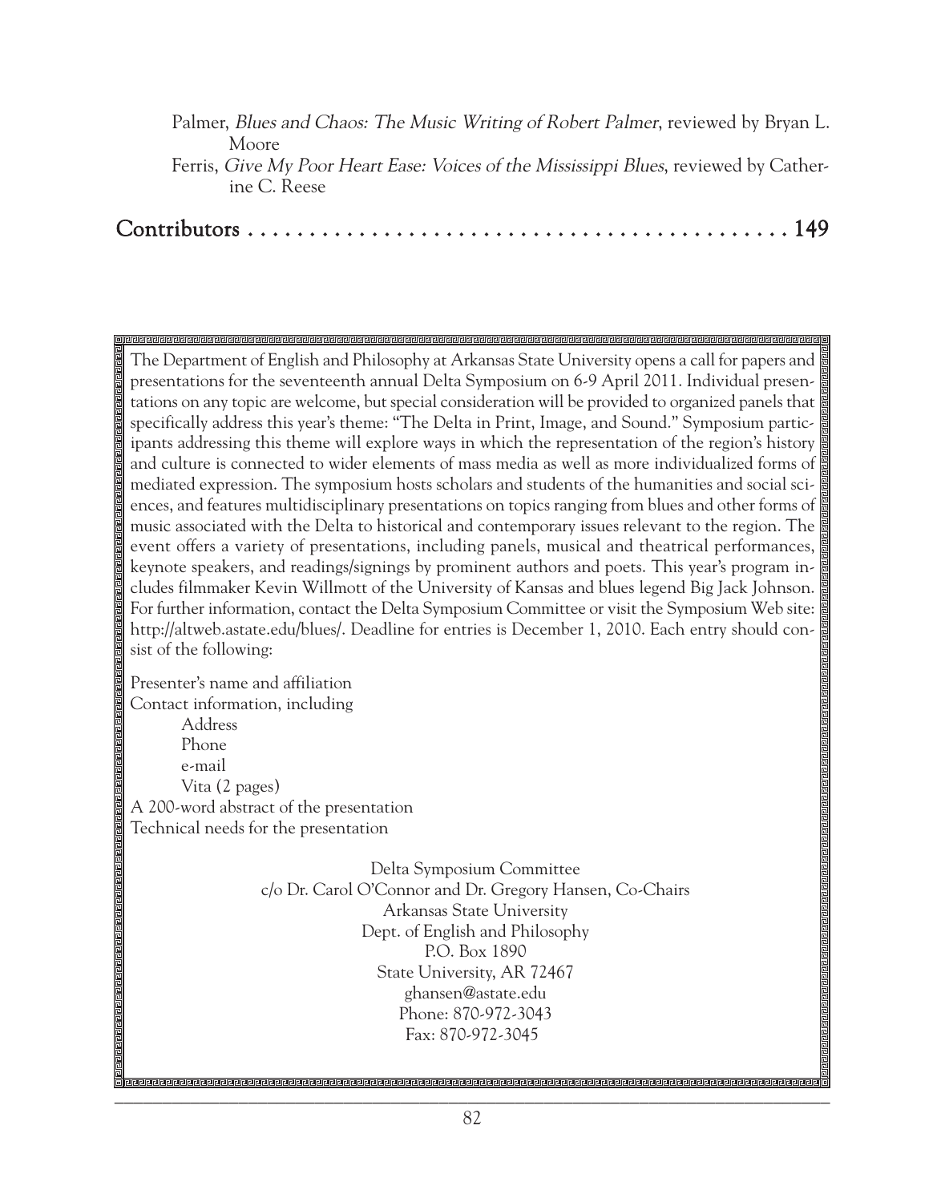Palmer, *Blues and Chaos: The Music Writing of Robert Palmer*, reviewed by Bryan L. Moore

Ferris, *Give My Poor Heart Ease: Voices of the Mississippi Blues*, reviewed by Catherine C. Reese

**Contributors . . . . . . . . . . . . . . . . . . . . . . . . . . . . . . . . . . . . . . . . . . . . 149**

---

The Department of English and Philosophy at Arkansas State University opens a call for papers and presentations for the seventeenth annual Delta Symposium on 6-9 April 2011. Individual presentations on any topic are welcome, but special consideration will be provided to organized panels that specifically address this year's theme: "The Delta in Print, Image, and Sound." Symposium participants addressing this theme will explore ways in which the representation of the region's history and culture is connected to wider elements of mass media as well as more individualized forms of mediated expression. The symposium hosts scholars and students of the humanities and social sciences, and features multidisciplinary presentations on topics ranging from blues and other forms of music associated with the Delta to historical and contemporary issues relevant to the region. The event offers a variety of presentations, including panels, musical and theatrical performances, keynote speakers, and readings/signings by prominent authors and poets. This year's program includes filmmaker Kevin Willmott of the University of Kansas and blues legend Big Jack Johnson. For further information, contact the Delta Symposium Committee or visit the Symposium Web site: http://altweb.astate.edu/blues/. Deadline for entries is December 1, 2010. Each entry should consist of the following:

Presenter's name and affiliation
Contact information, including
- Address
- Phone
- e-mail
- Vita (2 pages)

A 200-word abstract of the presentation
Technical needs for the presentation

Delta Symposium Committee
c/o Dr. Carol O'Connor and Dr. Gregory Hansen, Co-Chairs
Arkansas State University
Dept. of English and Philosophy
P.O. Box 1890
State University, AR 72467
ghansen@astate.edu
Phone: 870-972-3043
Fax: 870-972-3045